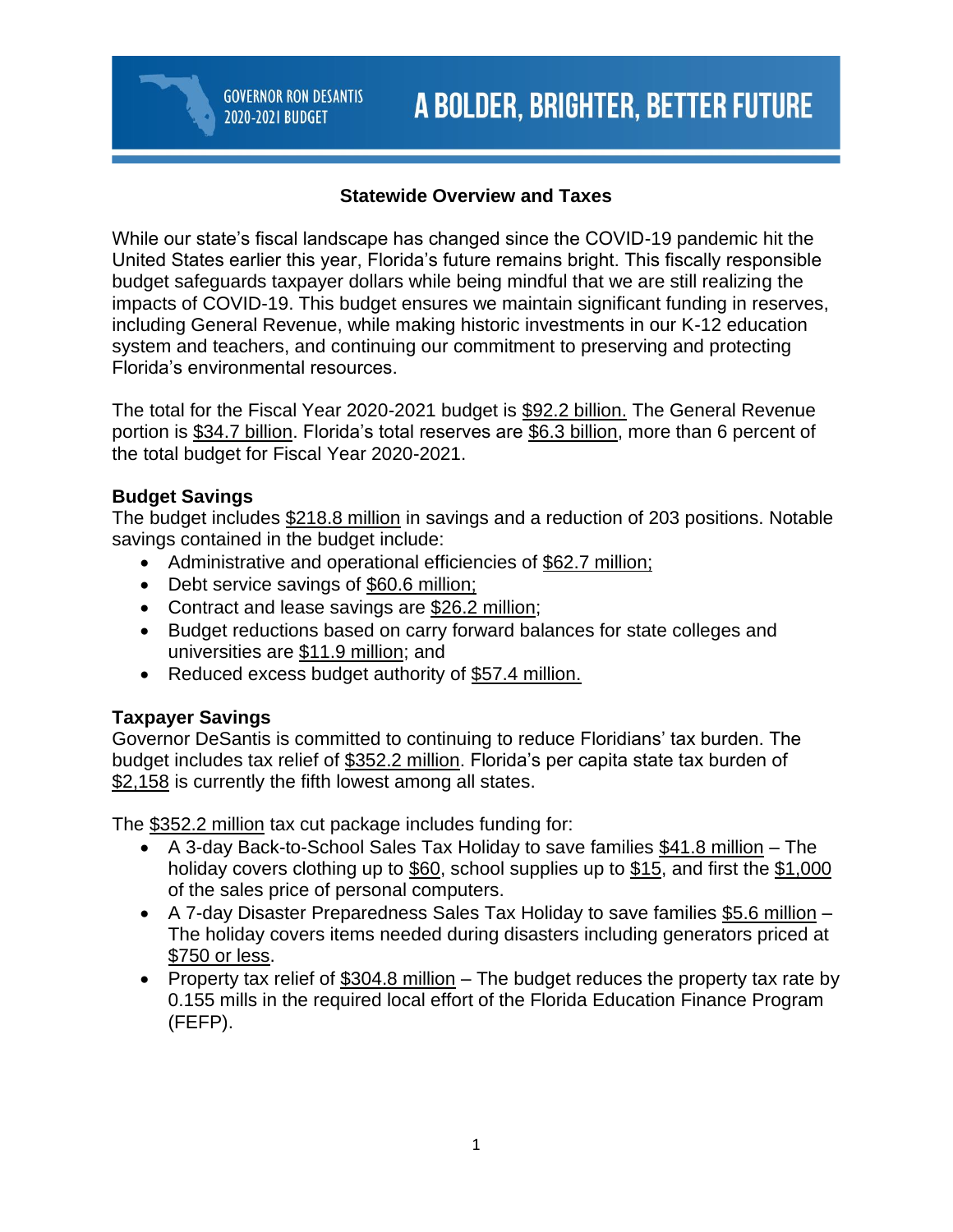GOVERNOR RON DESANTIS
2020-2021 BUDGET

A BOLDER, BRIGHTER, BETTER FUTURE

## Statewide Overview and Taxes

While our state's fiscal landscape has changed since the COVID-19 pandemic hit the United States earlier this year, Florida's future remains bright. This fiscally responsible budget safeguards taxpayer dollars while being mindful that we are still realizing the impacts of COVID-19. This budget ensures we maintain significant funding in reserves, including General Revenue, while making historic investments in our K-12 education system and teachers, and continuing our commitment to preserving and protecting Florida's environmental resources.

The total for the Fiscal Year 2020-2021 budget is $92.2 billion. The General Revenue portion is $34.7 billion. Florida's total reserves are $6.3 billion, more than 6 percent of the total budget for Fiscal Year 2020-2021.

### Budget Savings

The budget includes $218.8 million in savings and a reduction of 203 positions. Notable savings contained in the budget include:

- Administrative and operational efficiencies of $62.7 million;
- Debt service savings of $60.6 million;
- Contract and lease savings are $26.2 million;
- Budget reductions based on carry forward balances for state colleges and universities are $11.9 million; and
- Reduced excess budget authority of $57.4 million.

### Taxpayer Savings

Governor DeSantis is committed to continuing to reduce Floridians' tax burden. The budget includes tax relief of $352.2 million. Florida's per capita state tax burden of $2,158 is currently the fifth lowest among all states.

The $352.2 million tax cut package includes funding for:

- A 3-day Back-to-School Sales Tax Holiday to save families $41.8 million – The holiday covers clothing up to $60, school supplies up to $15, and first the $1,000 of the sales price of personal computers.
- A 7-day Disaster Preparedness Sales Tax Holiday to save families $5.6 million – The holiday covers items needed during disasters including generators priced at $750 or less.
- Property tax relief of $304.8 million – The budget reduces the property tax rate by 0.155 mills in the required local effort of the Florida Education Finance Program (FEFP).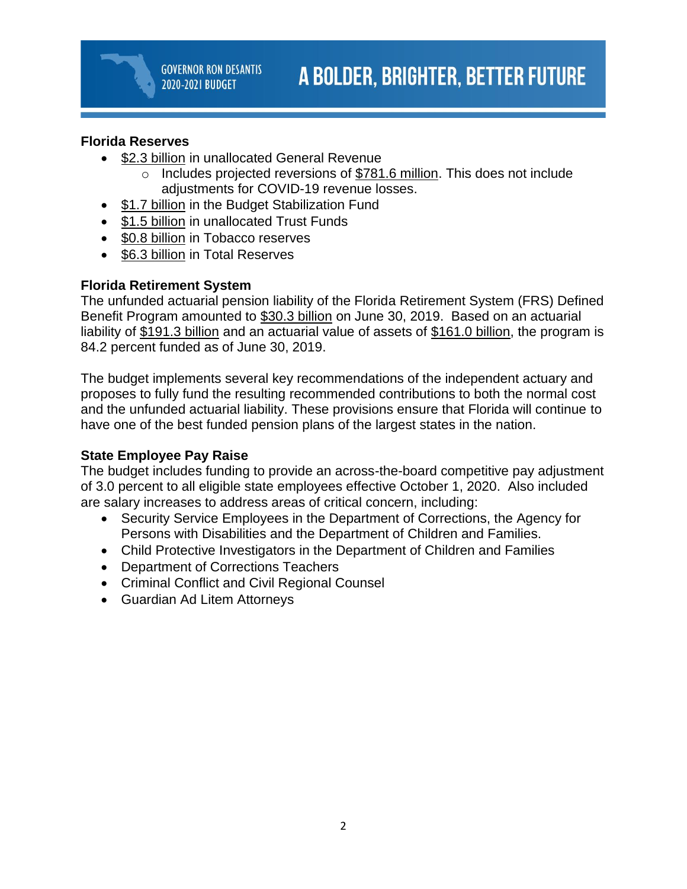## Florida Reserves

- $2.3 billion in unallocated General Revenue
  - Includes projected reversions of $781.6 million. This does not include adjustments for COVID-19 revenue losses.
- $1.7 billion in the Budget Stabilization Fund
- $1.5 billion in unallocated Trust Funds
- $0.8 billion in Tobacco reserves
- $6.3 billion in Total Reserves

## Florida Retirement System

The unfunded actuarial pension liability of the Florida Retirement System (FRS) Defined Benefit Program amounted to $30.3 billion on June 30, 2019. Based on an actuarial liability of $191.3 billion and an actuarial value of assets of $161.0 billion, the program is 84.2 percent funded as of June 30, 2019.

The budget implements several key recommendations of the independent actuary and proposes to fully fund the resulting recommended contributions to both the normal cost and the unfunded actuarial liability. These provisions ensure that Florida will continue to have one of the best funded pension plans of the largest states in the nation.

## State Employee Pay Raise

The budget includes funding to provide an across-the-board competitive pay adjustment of 3.0 percent to all eligible state employees effective October 1, 2020. Also included are salary increases to address areas of critical concern, including:

- Security Service Employees in the Department of Corrections, the Agency for Persons with Disabilities and the Department of Children and Families.
- Child Protective Investigators in the Department of Children and Families
- Department of Corrections Teachers
- Criminal Conflict and Civil Regional Counsel
- Guardian Ad Litem Attorneys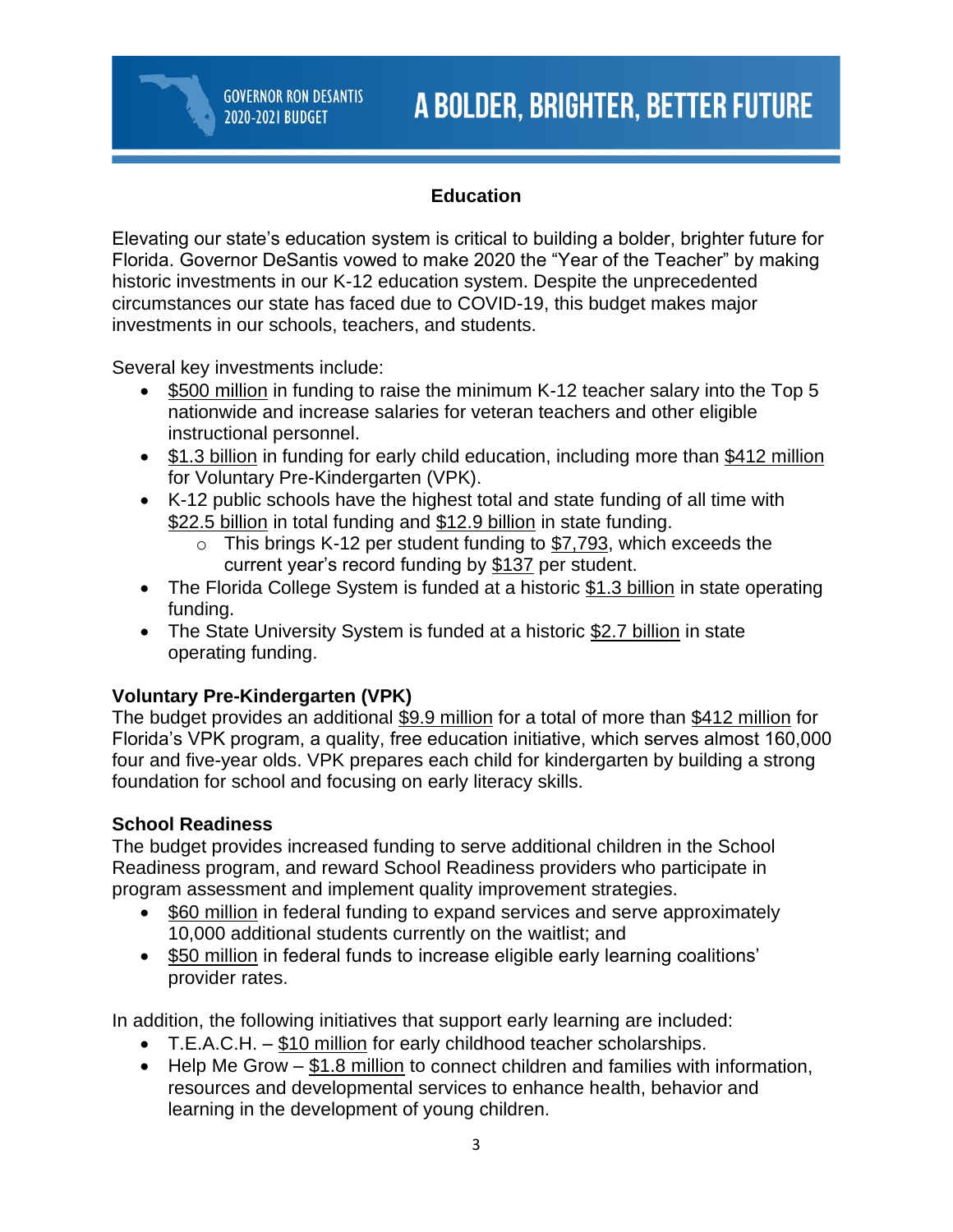## Education

Elevating our state's education system is critical to building a bolder, brighter future for Florida. Governor DeSantis vowed to make 2020 the "Year of the Teacher" by making historic investments in our K-12 education system. Despite the unprecedented circumstances our state has faced due to COVID-19, this budget makes major investments in our schools, teachers, and students.

Several key investments include:

- $500 million in funding to raise the minimum K-12 teacher salary into the Top 5 nationwide and increase salaries for veteran teachers and other eligible instructional personnel.
- $1.3 billion in funding for early child education, including more than $412 million for Voluntary Pre-Kindergarten (VPK).
- K-12 public schools have the highest total and state funding of all time with $22.5 billion in total funding and $12.9 billion in state funding.
  - This brings K-12 per student funding to $7,793, which exceeds the current year's record funding by $137 per student.
- The Florida College System is funded at a historic $1.3 billion in state operating funding.
- The State University System is funded at a historic $2.7 billion in state operating funding.

### Voluntary Pre-Kindergarten (VPK)

The budget provides an additional $9.9 million for a total of more than $412 million for Florida's VPK program, a quality, free education initiative, which serves almost 160,000 four and five-year olds. VPK prepares each child for kindergarten by building a strong foundation for school and focusing on early literacy skills.

### School Readiness

The budget provides increased funding to serve additional children in the School Readiness program, and reward School Readiness providers who participate in program assessment and implement quality improvement strategies.

- $60 million in federal funding to expand services and serve approximately 10,000 additional students currently on the waitlist; and
- $50 million in federal funds to increase eligible early learning coalitions' provider rates.

In addition, the following initiatives that support early learning are included:

- T.E.A.C.H. – $10 million for early childhood teacher scholarships.
- Help Me Grow – $1.8 million to connect children and families with information, resources and developmental services to enhance health, behavior and learning in the development of young children.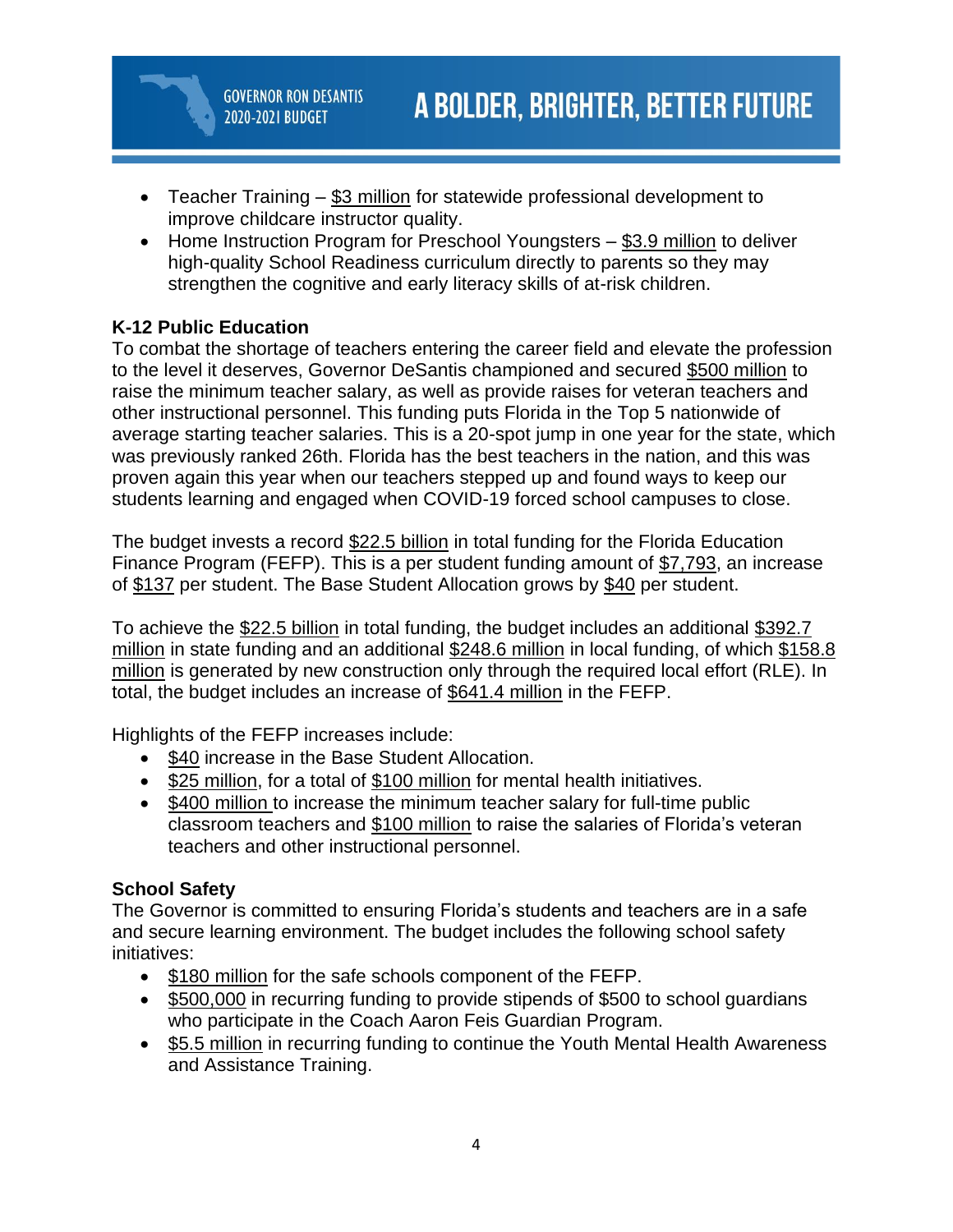- Teacher Training – $3 million for statewide professional development to improve childcare instructor quality.
- Home Instruction Program for Preschool Youngsters – $3.9 million to deliver high-quality School Readiness curriculum directly to parents so they may strengthen the cognitive and early literacy skills of at-risk children.

**K-12 Public Education**

To combat the shortage of teachers entering the career field and elevate the profession to the level it deserves, Governor DeSantis championed and secured $500 million to raise the minimum teacher salary, as well as provide raises for veteran teachers and other instructional personnel. This funding puts Florida in the Top 5 nationwide of average starting teacher salaries. This is a 20-spot jump in one year for the state, which was previously ranked 26th. Florida has the best teachers in the nation, and this was proven again this year when our teachers stepped up and found ways to keep our students learning and engaged when COVID-19 forced school campuses to close.

The budget invests a record $22.5 billion in total funding for the Florida Education Finance Program (FEFP). This is a per student funding amount of $7,793, an increase of $137 per student. The Base Student Allocation grows by $40 per student.

To achieve the $22.5 billion in total funding, the budget includes an additional $392.7 million in state funding and an additional $248.6 million in local funding, of which $158.8 million is generated by new construction only through the required local effort (RLE). In total, the budget includes an increase of $641.4 million in the FEFP.

Highlights of the FEFP increases include:

- $40 increase in the Base Student Allocation.
- $25 million, for a total of $100 million for mental health initiatives.
- $400 million to increase the minimum teacher salary for full-time public classroom teachers and $100 million to raise the salaries of Florida's veteran teachers and other instructional personnel.

**School Safety**

The Governor is committed to ensuring Florida's students and teachers are in a safe and secure learning environment. The budget includes the following school safety initiatives:

- $180 million for the safe schools component of the FEFP.
- $500,000 in recurring funding to provide stipends of $500 to school guardians who participate in the Coach Aaron Feis Guardian Program.
- $5.5 million in recurring funding to continue the Youth Mental Health Awareness and Assistance Training.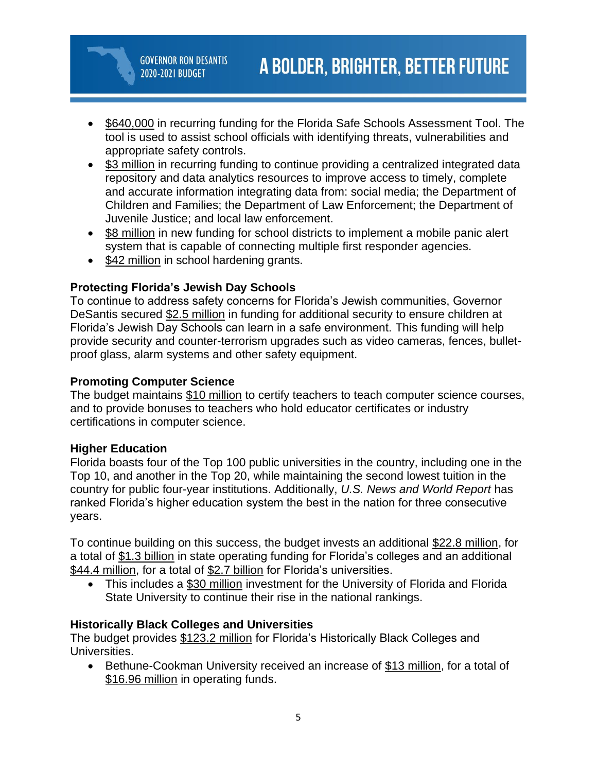- $640,000 in recurring funding for the Florida Safe Schools Assessment Tool. The tool is used to assist school officials with identifying threats, vulnerabilities and appropriate safety controls.
- $3 million in recurring funding to continue providing a centralized integrated data repository and data analytics resources to improve access to timely, complete and accurate information integrating data from: social media; the Department of Children and Families; the Department of Law Enforcement; the Department of Juvenile Justice; and local law enforcement.
- $8 million in new funding for school districts to implement a mobile panic alert system that is capable of connecting multiple first responder agencies.
- $42 million in school hardening grants.

**Protecting Florida's Jewish Day Schools**
To continue to address safety concerns for Florida's Jewish communities, Governor DeSantis secured $2.5 million in funding for additional security to ensure children at Florida's Jewish Day Schools can learn in a safe environment. This funding will help provide security and counter-terrorism upgrades such as video cameras, fences, bullet-proof glass, alarm systems and other safety equipment.

**Promoting Computer Science**
The budget maintains $10 million to certify teachers to teach computer science courses, and to provide bonuses to teachers who hold educator certificates or industry certifications in computer science.

**Higher Education**
Florida boasts four of the Top 100 public universities in the country, including one in the Top 10, and another in the Top 20, while maintaining the second lowest tuition in the country for public four-year institutions. Additionally, *U.S. News and World Report* has ranked Florida's higher education system the best in the nation for three consecutive years.

To continue building on this success, the budget invests an additional $22.8 million, for a total of $1.3 billion in state operating funding for Florida's colleges and an additional $44.4 million, for a total of $2.7 billion for Florida's universities.

- This includes a $30 million investment for the University of Florida and Florida State University to continue their rise in the national rankings.

**Historically Black Colleges and Universities**
The budget provides $123.2 million for Florida's Historically Black Colleges and Universities.

- Bethune-Cookman University received an increase of $13 million, for a total of $16.96 million in operating funds.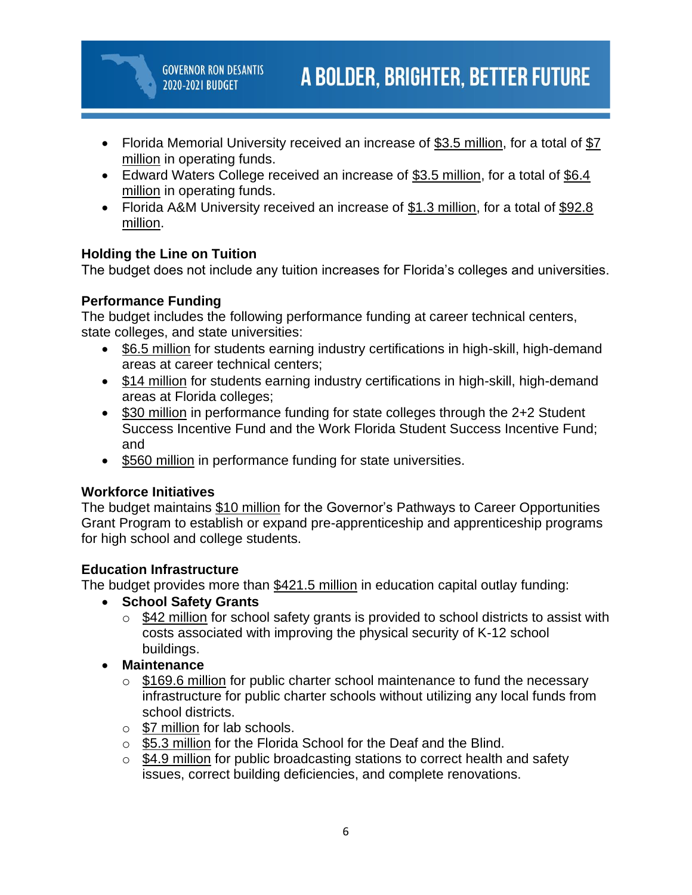- Florida Memorial University received an increase of $3.5 million, for a total of $7 million in operating funds.
- Edward Waters College received an increase of $3.5 million, for a total of $6.4 million in operating funds.
- Florida A&M University received an increase of $1.3 million, for a total of $92.8 million.

**Holding the Line on Tuition**

The budget does not include any tuition increases for Florida's colleges and universities.

**Performance Funding**

The budget includes the following performance funding at career technical centers, state colleges, and state universities:

- $6.5 million for students earning industry certifications in high-skill, high-demand areas at career technical centers;
- $14 million for students earning industry certifications in high-skill, high-demand areas at Florida colleges;
- $30 million in performance funding for state colleges through the 2+2 Student Success Incentive Fund and the Work Florida Student Success Incentive Fund; and
- $560 million in performance funding for state universities.

**Workforce Initiatives**

The budget maintains $10 million for the Governor's Pathways to Career Opportunities Grant Program to establish or expand pre-apprenticeship and apprenticeship programs for high school and college students.

**Education Infrastructure**

The budget provides more than $421.5 million in education capital outlay funding:

- **School Safety Grants**
  - $42 million for school safety grants is provided to school districts to assist with costs associated with improving the physical security of K-12 school buildings.
- **Maintenance**
  - $169.6 million for public charter school maintenance to fund the necessary infrastructure for public charter schools without utilizing any local funds from school districts.
  - $7 million for lab schools.
  - $5.3 million for the Florida School for the Deaf and the Blind.
  - $4.9 million for public broadcasting stations to correct health and safety issues, correct building deficiencies, and complete renovations.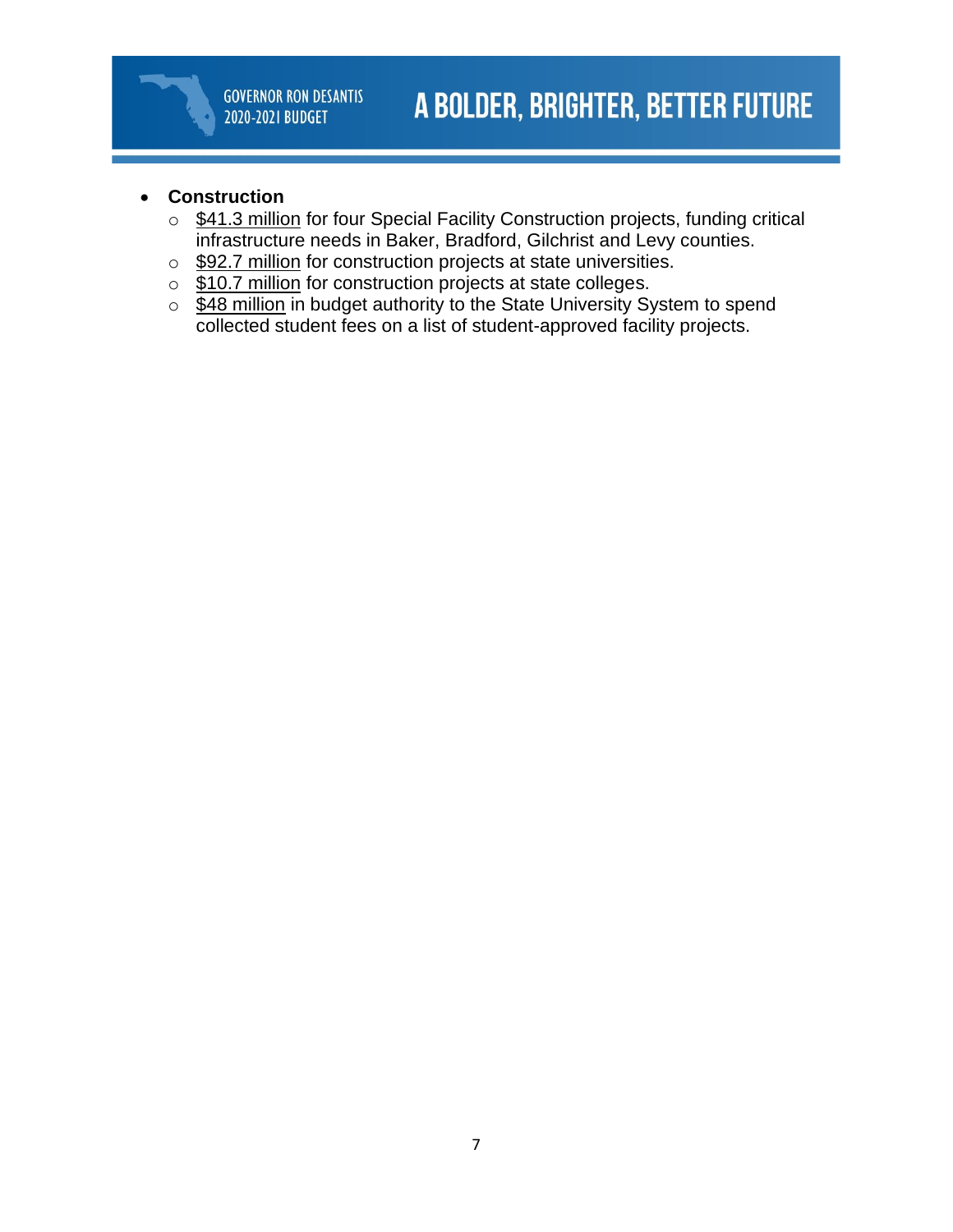- **Construction**
  - $41.3 million for four Special Facility Construction projects, funding critical infrastructure needs in Baker, Bradford, Gilchrist and Levy counties.
  - $92.7 million for construction projects at state universities.
  - $10.7 million for construction projects at state colleges.
  - $48 million in budget authority to the State University System to spend collected student fees on a list of student-approved facility projects.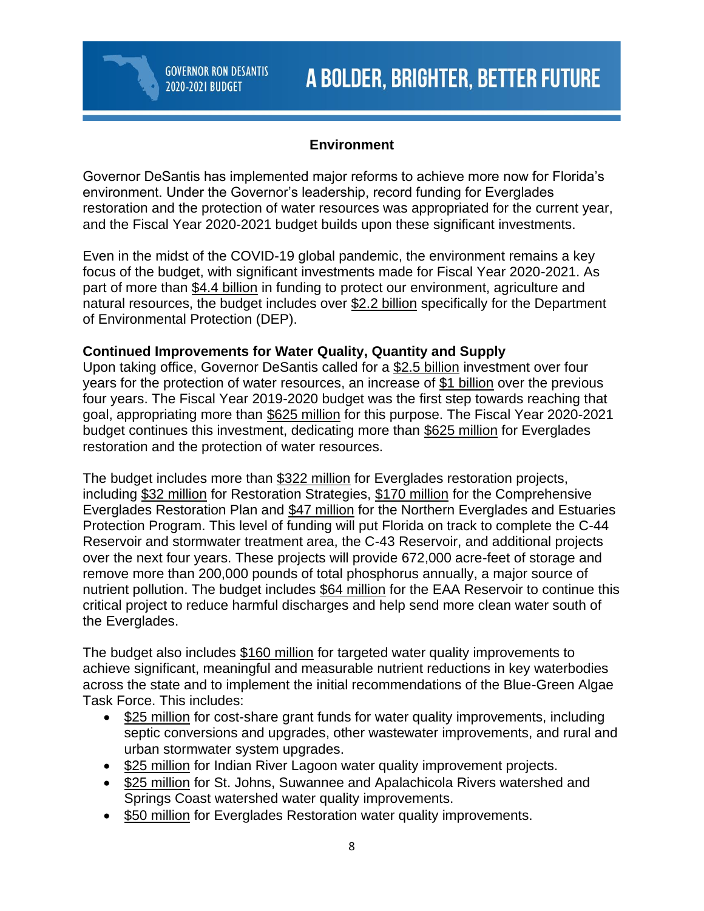## Environment

Governor DeSantis has implemented major reforms to achieve more now for Florida's environment. Under the Governor's leadership, record funding for Everglades restoration and the protection of water resources was appropriated for the current year, and the Fiscal Year 2020-2021 budget builds upon these significant investments.

Even in the midst of the COVID-19 global pandemic, the environment remains a key focus of the budget, with significant investments made for Fiscal Year 2020-2021. As part of more than $4.4 billion in funding to protect our environment, agriculture and natural resources, the budget includes over $2.2 billion specifically for the Department of Environmental Protection (DEP).

### Continued Improvements for Water Quality, Quantity and Supply

Upon taking office, Governor DeSantis called for a $2.5 billion investment over four years for the protection of water resources, an increase of $1 billion over the previous four years. The Fiscal Year 2019-2020 budget was the first step towards reaching that goal, appropriating more than $625 million for this purpose. The Fiscal Year 2020-2021 budget continues this investment, dedicating more than $625 million for Everglades restoration and the protection of water resources.

The budget includes more than $322 million for Everglades restoration projects, including $32 million for Restoration Strategies, $170 million for the Comprehensive Everglades Restoration Plan and $47 million for the Northern Everglades and Estuaries Protection Program. This level of funding will put Florida on track to complete the C-44 Reservoir and stormwater treatment area, the C-43 Reservoir, and additional projects over the next four years. These projects will provide 672,000 acre-feet of storage and remove more than 200,000 pounds of total phosphorus annually, a major source of nutrient pollution. The budget includes $64 million for the EAA Reservoir to continue this critical project to reduce harmful discharges and help send more clean water south of the Everglades.

The budget also includes $160 million for targeted water quality improvements to achieve significant, meaningful and measurable nutrient reductions in key waterbodies across the state and to implement the initial recommendations of the Blue-Green Algae Task Force. This includes:

- $25 million for cost-share grant funds for water quality improvements, including septic conversions and upgrades, other wastewater improvements, and rural and urban stormwater system upgrades.
- $25 million for Indian River Lagoon water quality improvement projects.
- $25 million for St. Johns, Suwannee and Apalachicola Rivers watershed and Springs Coast watershed water quality improvements.
- $50 million for Everglades Restoration water quality improvements.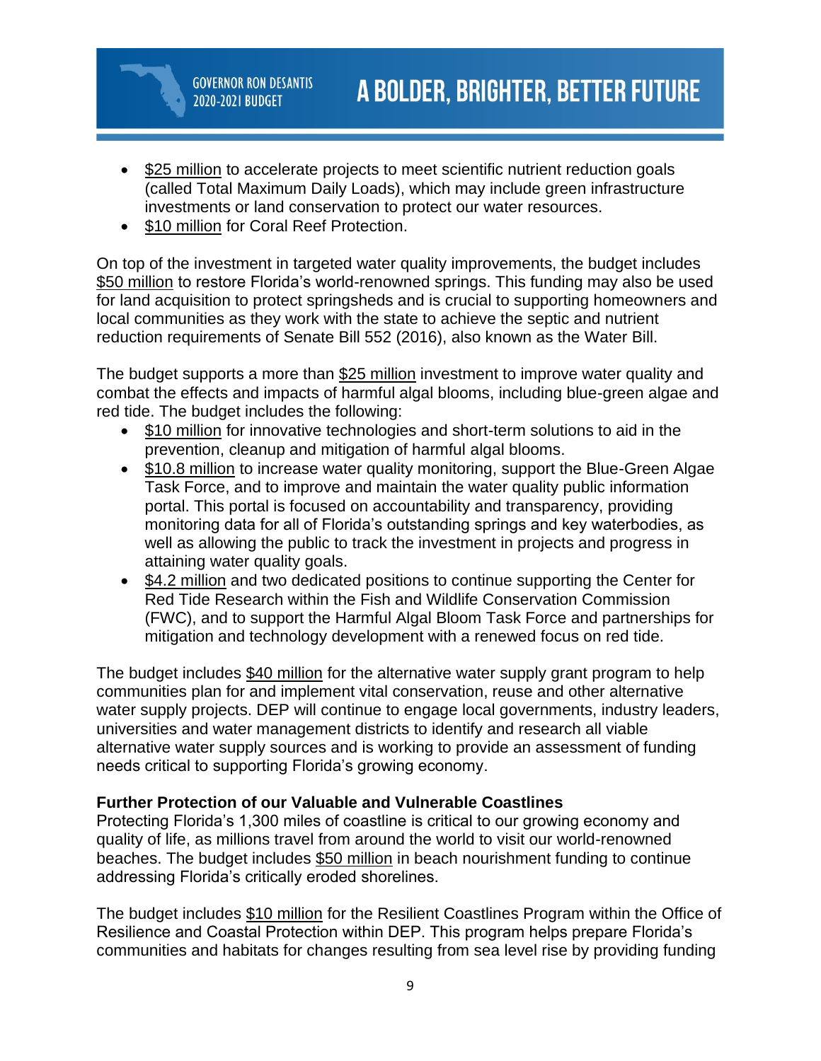- $25 million to accelerate projects to meet scientific nutrient reduction goals (called Total Maximum Daily Loads), which may include green infrastructure investments or land conservation to protect our water resources.
- $10 million for Coral Reef Protection.

On top of the investment in targeted water quality improvements, the budget includes $50 million to restore Florida's world-renowned springs. This funding may also be used for land acquisition to protect springsheds and is crucial to supporting homeowners and local communities as they work with the state to achieve the septic and nutrient reduction requirements of Senate Bill 552 (2016), also known as the Water Bill.

The budget supports a more than $25 million investment to improve water quality and combat the effects and impacts of harmful algal blooms, including blue-green algae and red tide. The budget includes the following:

- $10 million for innovative technologies and short-term solutions to aid in the prevention, cleanup and mitigation of harmful algal blooms.
- $10.8 million to increase water quality monitoring, support the Blue-Green Algae Task Force, and to improve and maintain the water quality public information portal. This portal is focused on accountability and transparency, providing monitoring data for all of Florida's outstanding springs and key waterbodies, as well as allowing the public to track the investment in projects and progress in attaining water quality goals.
- $4.2 million and two dedicated positions to continue supporting the Center for Red Tide Research within the Fish and Wildlife Conservation Commission (FWC), and to support the Harmful Algal Bloom Task Force and partnerships for mitigation and technology development with a renewed focus on red tide.

The budget includes $40 million for the alternative water supply grant program to help communities plan for and implement vital conservation, reuse and other alternative water supply projects. DEP will continue to engage local governments, industry leaders, universities and water management districts to identify and research all viable alternative water supply sources and is working to provide an assessment of funding needs critical to supporting Florida's growing economy.

**Further Protection of our Valuable and Vulnerable Coastlines**

Protecting Florida's 1,300 miles of coastline is critical to our growing economy and quality of life, as millions travel from around the world to visit our world-renowned beaches. The budget includes $50 million in beach nourishment funding to continue addressing Florida's critically eroded shorelines.

The budget includes $10 million for the Resilient Coastlines Program within the Office of Resilience and Coastal Protection within DEP. This program helps prepare Florida's communities and habitats for changes resulting from sea level rise by providing funding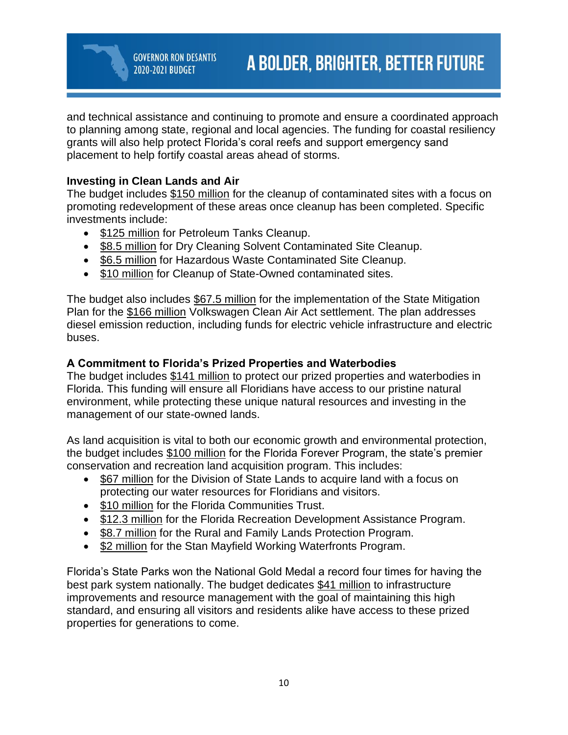and technical assistance and continuing to promote and ensure a coordinated approach to planning among state, regional and local agencies. The funding for coastal resiliency grants will also help protect Florida's coral reefs and support emergency sand placement to help fortify coastal areas ahead of storms.

**Investing in Clean Lands and Air**

The budget includes $150 million for the cleanup of contaminated sites with a focus on promoting redevelopment of these areas once cleanup has been completed. Specific investments include:

- $125 million for Petroleum Tanks Cleanup.
- $8.5 million for Dry Cleaning Solvent Contaminated Site Cleanup.
- $6.5 million for Hazardous Waste Contaminated Site Cleanup.
- $10 million for Cleanup of State-Owned contaminated sites.

The budget also includes $67.5 million for the implementation of the State Mitigation Plan for the $166 million Volkswagen Clean Air Act settlement. The plan addresses diesel emission reduction, including funds for electric vehicle infrastructure and electric buses.

**A Commitment to Florida's Prized Properties and Waterbodies**

The budget includes $141 million to protect our prized properties and waterbodies in Florida. This funding will ensure all Floridians have access to our pristine natural environment, while protecting these unique natural resources and investing in the management of our state-owned lands.

As land acquisition is vital to both our economic growth and environmental protection, the budget includes $100 million for the Florida Forever Program, the state's premier conservation and recreation land acquisition program. This includes:

- $67 million for the Division of State Lands to acquire land with a focus on protecting our water resources for Floridians and visitors.
- $10 million for the Florida Communities Trust.
- $12.3 million for the Florida Recreation Development Assistance Program.
- $8.7 million for the Rural and Family Lands Protection Program.
- $2 million for the Stan Mayfield Working Waterfronts Program.

Florida's State Parks won the National Gold Medal a record four times for having the best park system nationally. The budget dedicates $41 million to infrastructure improvements and resource management with the goal of maintaining this high standard, and ensuring all visitors and residents alike have access to these prized properties for generations to come.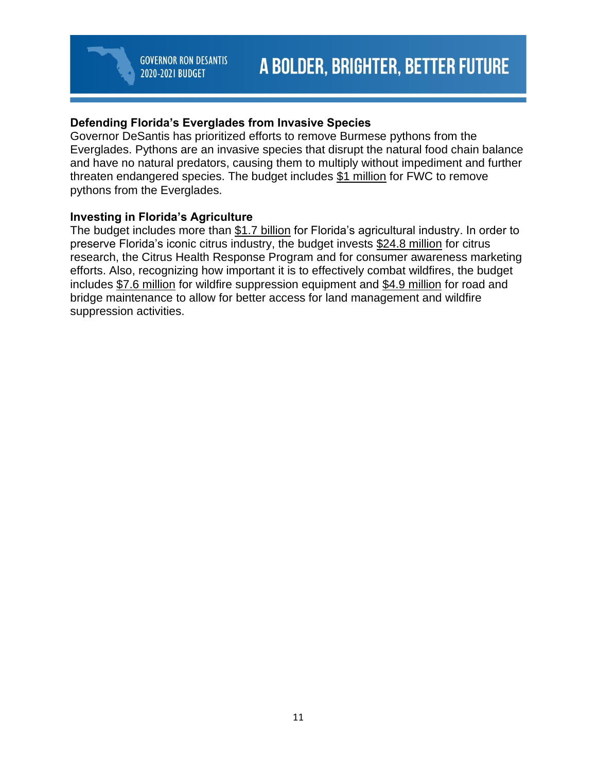**Defending Florida's Everglades from Invasive Species**

Governor DeSantis has prioritized efforts to remove Burmese pythons from the Everglades. Pythons are an invasive species that disrupt the natural food chain balance and have no natural predators, causing them to multiply without impediment and further threaten endangered species. The budget includes $1 million for FWC to remove pythons from the Everglades.

**Investing in Florida's Agriculture**

The budget includes more than $1.7 billion for Florida's agricultural industry. In order to preserve Florida's iconic citrus industry, the budget invests $24.8 million for citrus research, the Citrus Health Response Program and for consumer awareness marketing efforts. Also, recognizing how important it is to effectively combat wildfires, the budget includes $7.6 million for wildfire suppression equipment and $4.9 million for road and bridge maintenance to allow for better access for land management and wildfire suppression activities.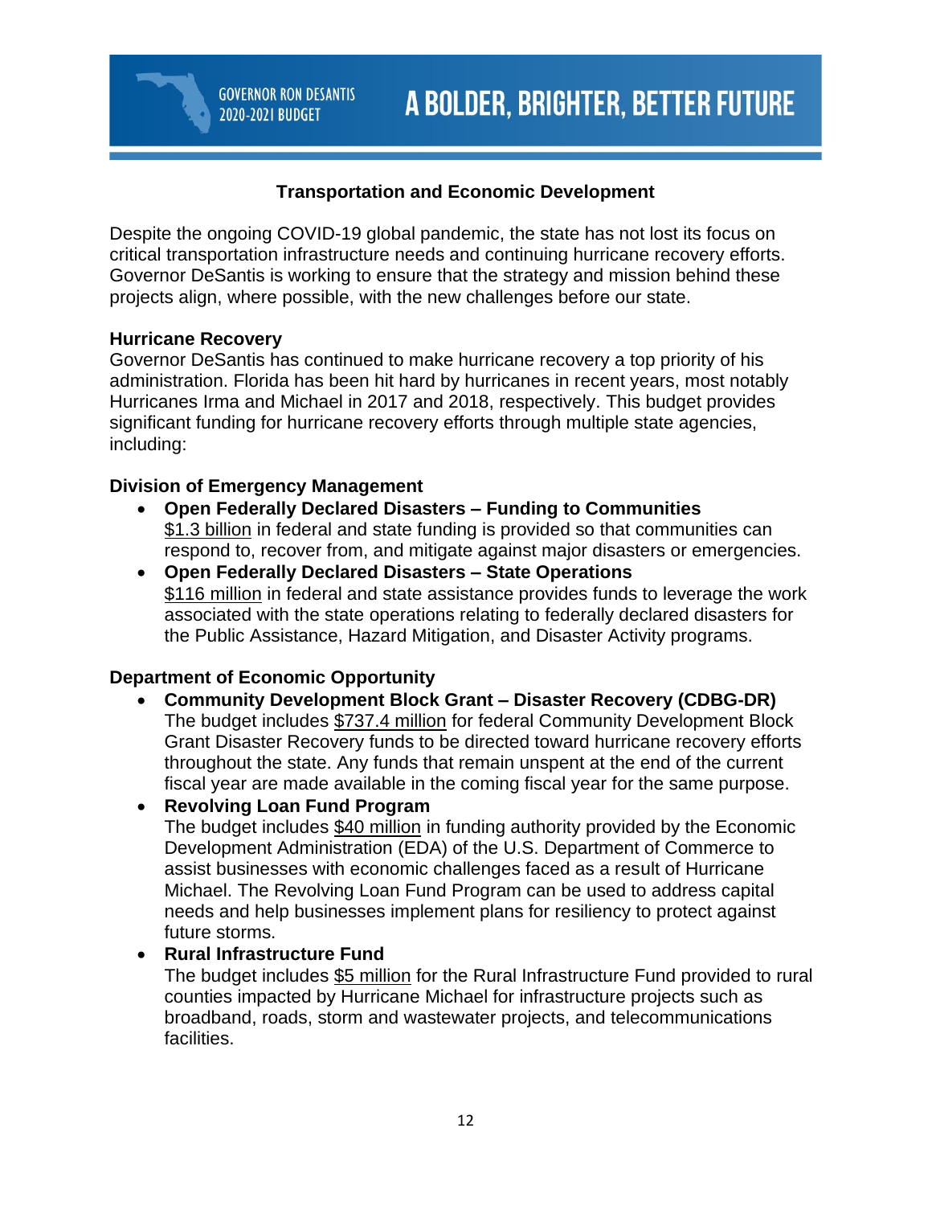## Transportation and Economic Development

Despite the ongoing COVID-19 global pandemic, the state has not lost its focus on critical transportation infrastructure needs and continuing hurricane recovery efforts. Governor DeSantis is working to ensure that the strategy and mission behind these projects align, where possible, with the new challenges before our state.

### Hurricane Recovery

Governor DeSantis has continued to make hurricane recovery a top priority of his administration. Florida has been hit hard by hurricanes in recent years, most notably Hurricanes Irma and Michael in 2017 and 2018, respectively. This budget provides significant funding for hurricane recovery efforts through multiple state agencies, including:

### Division of Emergency Management

- **Open Federally Declared Disasters – Funding to Communities**
  $1.3 billion in federal and state funding is provided so that communities can respond to, recover from, and mitigate against major disasters or emergencies.
- **Open Federally Declared Disasters – State Operations**
  $116 million in federal and state assistance provides funds to leverage the work associated with the state operations relating to federally declared disasters for the Public Assistance, Hazard Mitigation, and Disaster Activity programs.

### Department of Economic Opportunity

- **Community Development Block Grant – Disaster Recovery (CDBG-DR)**
  The budget includes $737.4 million for federal Community Development Block Grant Disaster Recovery funds to be directed toward hurricane recovery efforts throughout the state. Any funds that remain unspent at the end of the current fiscal year are made available in the coming fiscal year for the same purpose.
- **Revolving Loan Fund Program**
  The budget includes $40 million in funding authority provided by the Economic Development Administration (EDA) of the U.S. Department of Commerce to assist businesses with economic challenges faced as a result of Hurricane Michael. The Revolving Loan Fund Program can be used to address capital needs and help businesses implement plans for resiliency to protect against future storms.
- **Rural Infrastructure Fund**
  The budget includes $5 million for the Rural Infrastructure Fund provided to rural counties impacted by Hurricane Michael for infrastructure projects such as broadband, roads, storm and wastewater projects, and telecommunications facilities.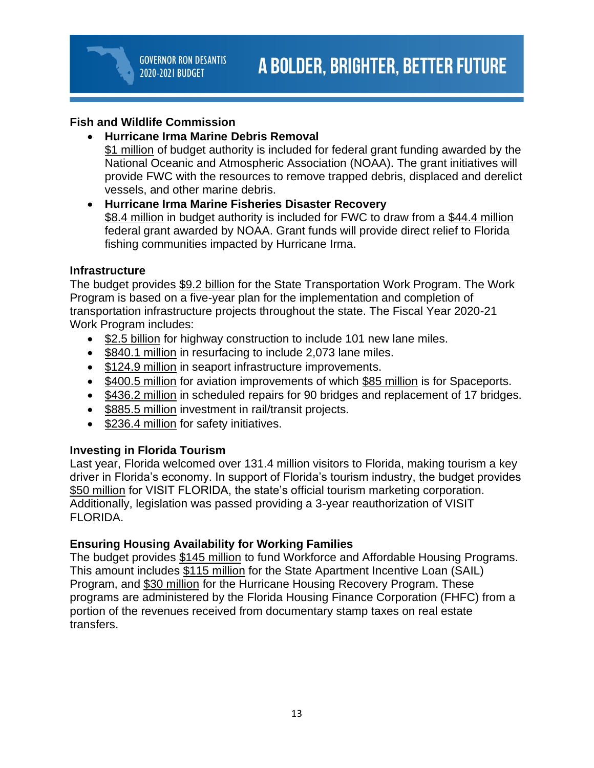## Fish and Wildlife Commission

- **Hurricane Irma Marine Debris Removal**
  $1 million of budget authority is included for federal grant funding awarded by the National Oceanic and Atmospheric Association (NOAA). The grant initiatives will provide FWC with the resources to remove trapped debris, displaced and derelict vessels, and other marine debris.
- **Hurricane Irma Marine Fisheries Disaster Recovery**
  $8.4 million in budget authority is included for FWC to draw from a $44.4 million federal grant awarded by NOAA. Grant funds will provide direct relief to Florida fishing communities impacted by Hurricane Irma.

## Infrastructure

The budget provides $9.2 billion for the State Transportation Work Program. The Work Program is based on a five-year plan for the implementation and completion of transportation infrastructure projects throughout the state. The Fiscal Year 2020-21 Work Program includes:

- $2.5 billion for highway construction to include 101 new lane miles.
- $840.1 million in resurfacing to include 2,073 lane miles.
- $124.9 million in seaport infrastructure improvements.
- $400.5 million for aviation improvements of which $85 million is for Spaceports.
- $436.2 million in scheduled repairs for 90 bridges and replacement of 17 bridges.
- $885.5 million investment in rail/transit projects.
- $236.4 million for safety initiatives.

## Investing in Florida Tourism

Last year, Florida welcomed over 131.4 million visitors to Florida, making tourism a key driver in Florida's economy. In support of Florida's tourism industry, the budget provides $50 million for VISIT FLORIDA, the state's official tourism marketing corporation. Additionally, legislation was passed providing a 3-year reauthorization of VISIT FLORIDA.

## Ensuring Housing Availability for Working Families

The budget provides $145 million to fund Workforce and Affordable Housing Programs. This amount includes $115 million for the State Apartment Incentive Loan (SAIL) Program, and $30 million for the Hurricane Housing Recovery Program. These programs are administered by the Florida Housing Finance Corporation (FHFC) from a portion of the revenues received from documentary stamp taxes on real estate transfers.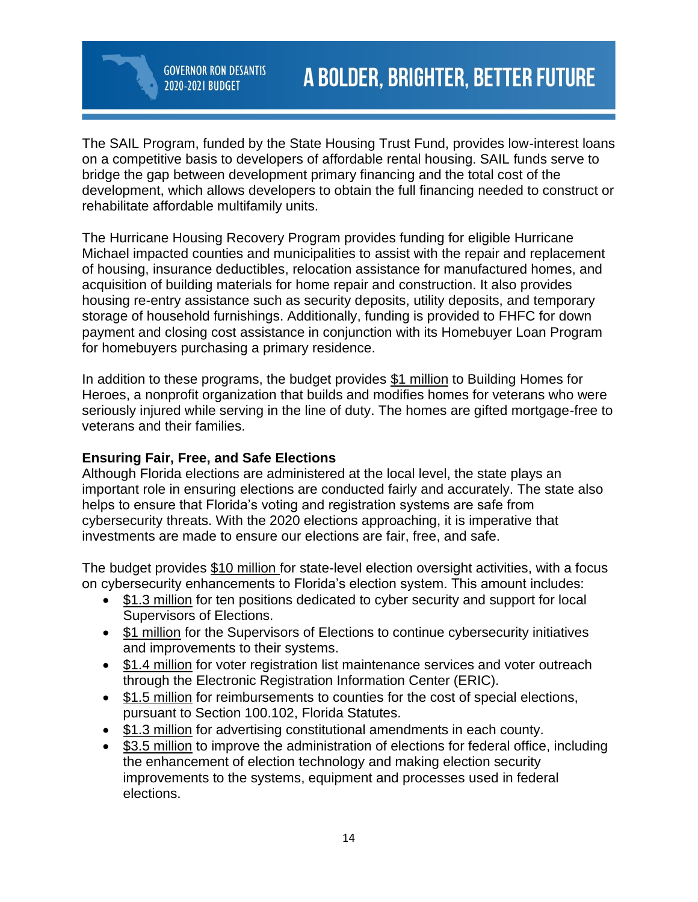The SAIL Program, funded by the State Housing Trust Fund, provides low-interest loans on a competitive basis to developers of affordable rental housing. SAIL funds serve to bridge the gap between development primary financing and the total cost of the development, which allows developers to obtain the full financing needed to construct or rehabilitate affordable multifamily units.

The Hurricane Housing Recovery Program provides funding for eligible Hurricane Michael impacted counties and municipalities to assist with the repair and replacement of housing, insurance deductibles, relocation assistance for manufactured homes, and acquisition of building materials for home repair and construction. It also provides housing re-entry assistance such as security deposits, utility deposits, and temporary storage of household furnishings. Additionally, funding is provided to FHFC for down payment and closing cost assistance in conjunction with its Homebuyer Loan Program for homebuyers purchasing a primary residence.

In addition to these programs, the budget provides $1 million to Building Homes for Heroes, a nonprofit organization that builds and modifies homes for veterans who were seriously injured while serving in the line of duty. The homes are gifted mortgage-free to veterans and their families.

**Ensuring Fair, Free, and Safe Elections**

Although Florida elections are administered at the local level, the state plays an important role in ensuring elections are conducted fairly and accurately. The state also helps to ensure that Florida's voting and registration systems are safe from cybersecurity threats. With the 2020 elections approaching, it is imperative that investments are made to ensure our elections are fair, free, and safe.

The budget provides $10 million for state-level election oversight activities, with a focus on cybersecurity enhancements to Florida's election system. This amount includes:

- $1.3 million for ten positions dedicated to cyber security and support for local Supervisors of Elections.
- $1 million for the Supervisors of Elections to continue cybersecurity initiatives and improvements to their systems.
- $1.4 million for voter registration list maintenance services and voter outreach through the Electronic Registration Information Center (ERIC).
- $1.5 million for reimbursements to counties for the cost of special elections, pursuant to Section 100.102, Florida Statutes.
- $1.3 million for advertising constitutional amendments in each county.
- $3.5 million to improve the administration of elections for federal office, including the enhancement of election technology and making election security improvements to the systems, equipment and processes used in federal elections.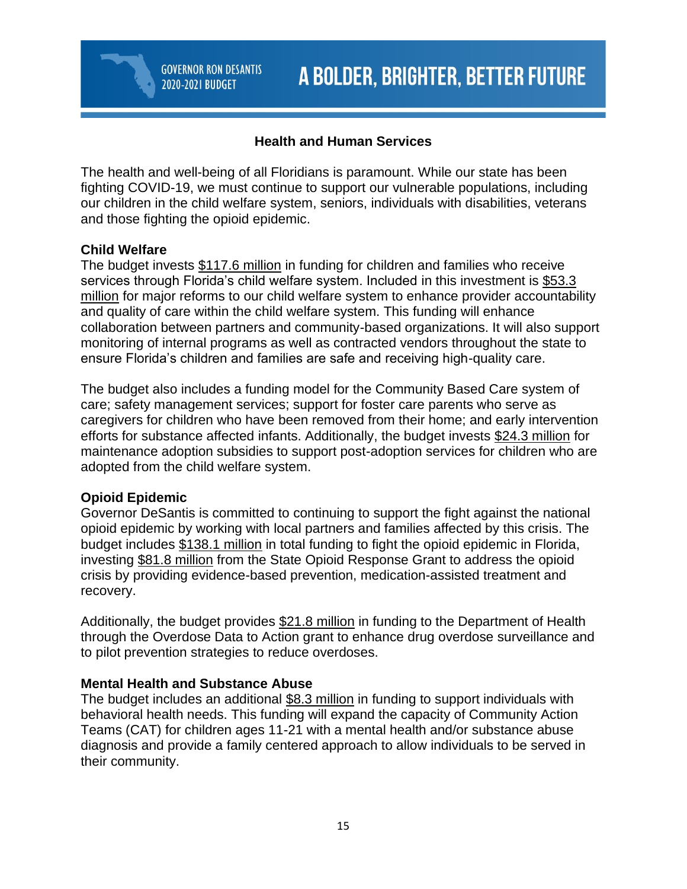## Health and Human Services

The health and well-being of all Floridians is paramount. While our state has been fighting COVID-19, we must continue to support our vulnerable populations, including our children in the child welfare system, seniors, individuals with disabilities, veterans and those fighting the opioid epidemic.

### Child Welfare

The budget invests $117.6 million in funding for children and families who receive services through Florida's child welfare system. Included in this investment is $53.3 million for major reforms to our child welfare system to enhance provider accountability and quality of care within the child welfare system. This funding will enhance collaboration between partners and community-based organizations. It will also support monitoring of internal programs as well as contracted vendors throughout the state to ensure Florida's children and families are safe and receiving high-quality care.

The budget also includes a funding model for the Community Based Care system of care; safety management services; support for foster care parents who serve as caregivers for children who have been removed from their home; and early intervention efforts for substance affected infants. Additionally, the budget invests $24.3 million for maintenance adoption subsidies to support post-adoption services for children who are adopted from the child welfare system.

### Opioid Epidemic

Governor DeSantis is committed to continuing to support the fight against the national opioid epidemic by working with local partners and families affected by this crisis. The budget includes $138.1 million in total funding to fight the opioid epidemic in Florida, investing $81.8 million from the State Opioid Response Grant to address the opioid crisis by providing evidence-based prevention, medication-assisted treatment and recovery.

Additionally, the budget provides $21.8 million in funding to the Department of Health through the Overdose Data to Action grant to enhance drug overdose surveillance and to pilot prevention strategies to reduce overdoses.

### Mental Health and Substance Abuse

The budget includes an additional $8.3 million in funding to support individuals with behavioral health needs. This funding will expand the capacity of Community Action Teams (CAT) for children ages 11-21 with a mental health and/or substance abuse diagnosis and provide a family centered approach to allow individuals to be served in their community.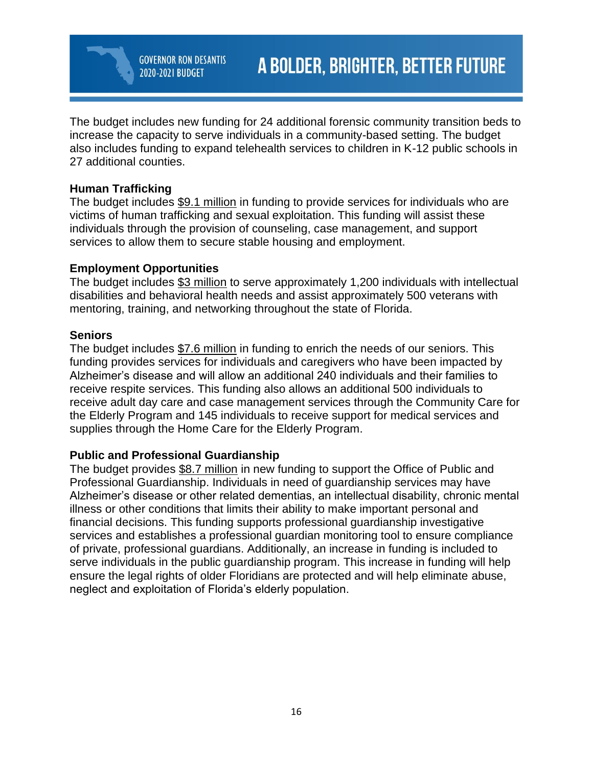The budget includes new funding for 24 additional forensic community transition beds to increase the capacity to serve individuals in a community-based setting. The budget also includes funding to expand telehealth services to children in K-12 public schools in 27 additional counties.

**Human Trafficking**

The budget includes $9.1 million in funding to provide services for individuals who are victims of human trafficking and sexual exploitation. This funding will assist these individuals through the provision of counseling, case management, and support services to allow them to secure stable housing and employment.

**Employment Opportunities**

The budget includes $3 million to serve approximately 1,200 individuals with intellectual disabilities and behavioral health needs and assist approximately 500 veterans with mentoring, training, and networking throughout the state of Florida.

**Seniors**

The budget includes $7.6 million in funding to enrich the needs of our seniors. This funding provides services for individuals and caregivers who have been impacted by Alzheimer's disease and will allow an additional 240 individuals and their families to receive respite services. This funding also allows an additional 500 individuals to receive adult day care and case management services through the Community Care for the Elderly Program and 145 individuals to receive support for medical services and supplies through the Home Care for the Elderly Program.

**Public and Professional Guardianship**

The budget provides $8.7 million in new funding to support the Office of Public and Professional Guardianship. Individuals in need of guardianship services may have Alzheimer's disease or other related dementias, an intellectual disability, chronic mental illness or other conditions that limits their ability to make important personal and financial decisions. This funding supports professional guardianship investigative services and establishes a professional guardian monitoring tool to ensure compliance of private, professional guardians. Additionally, an increase in funding is included to serve individuals in the public guardianship program. This increase in funding will help ensure the legal rights of older Floridians are protected and will help eliminate abuse, neglect and exploitation of Florida's elderly population.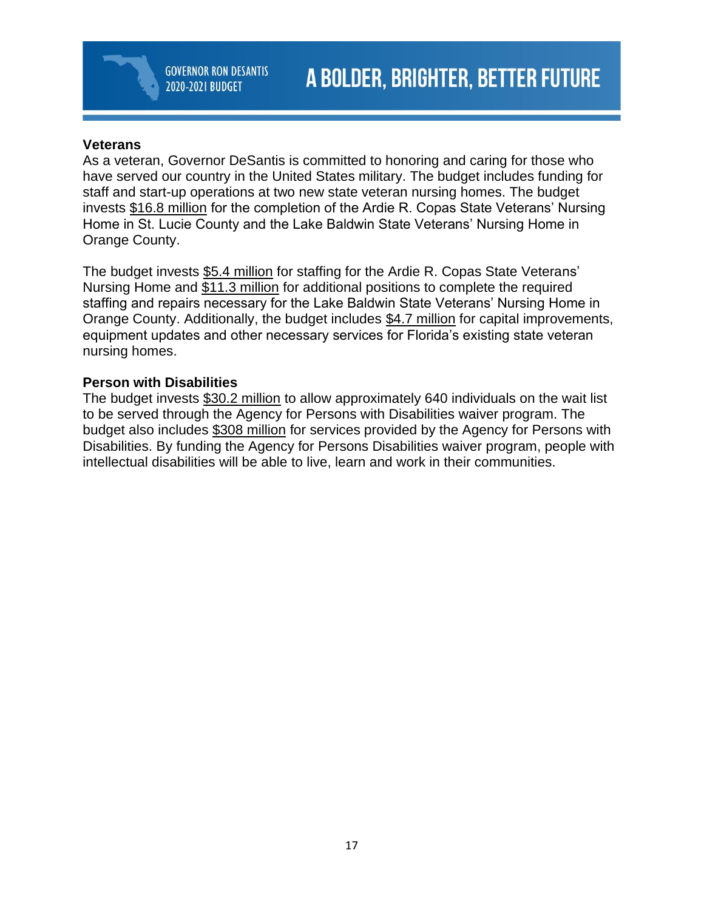### Veterans

As a veteran, Governor DeSantis is committed to honoring and caring for those who have served our country in the United States military. The budget includes funding for staff and start-up operations at two new state veteran nursing homes. The budget invests $16.8 million for the completion of the Ardie R. Copas State Veterans' Nursing Home in St. Lucie County and the Lake Baldwin State Veterans' Nursing Home in Orange County.

The budget invests $5.4 million for staffing for the Ardie R. Copas State Veterans' Nursing Home and $11.3 million for additional positions to complete the required staffing and repairs necessary for the Lake Baldwin State Veterans' Nursing Home in Orange County. Additionally, the budget includes $4.7 million for capital improvements, equipment updates and other necessary services for Florida's existing state veteran nursing homes.

### Person with Disabilities

The budget invests $30.2 million to allow approximately 640 individuals on the wait list to be served through the Agency for Persons with Disabilities waiver program. The budget also includes $308 million for services provided by the Agency for Persons with Disabilities. By funding the Agency for Persons Disabilities waiver program, people with intellectual disabilities will be able to live, learn and work in their communities.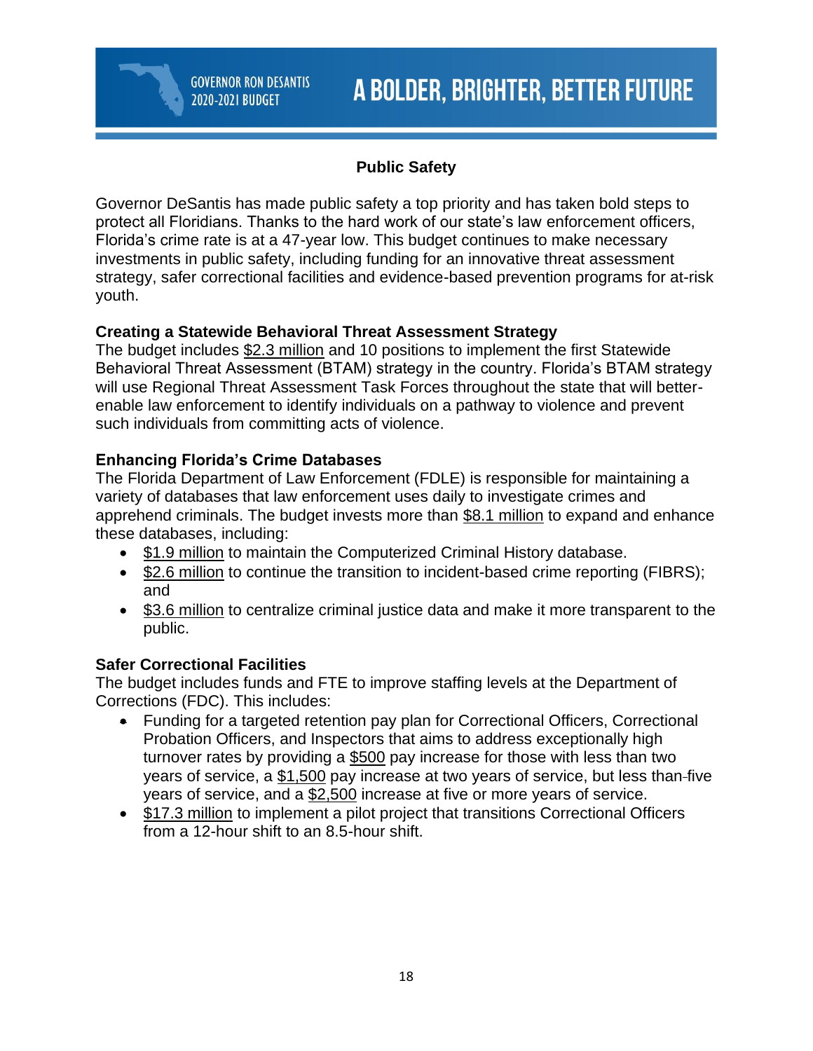## Public Safety

Governor DeSantis has made public safety a top priority and has taken bold steps to protect all Floridians. Thanks to the hard work of our state's law enforcement officers, Florida's crime rate is at a 47-year low. This budget continues to make necessary investments in public safety, including funding for an innovative threat assessment strategy, safer correctional facilities and evidence-based prevention programs for at-risk youth.

### Creating a Statewide Behavioral Threat Assessment Strategy

The budget includes $2.3 million and 10 positions to implement the first Statewide Behavioral Threat Assessment (BTAM) strategy in the country. Florida's BTAM strategy will use Regional Threat Assessment Task Forces throughout the state that will better-enable law enforcement to identify individuals on a pathway to violence and prevent such individuals from committing acts of violence.

### Enhancing Florida's Crime Databases

The Florida Department of Law Enforcement (FDLE) is responsible for maintaining a variety of databases that law enforcement uses daily to investigate crimes and apprehend criminals. The budget invests more than $8.1 million to expand and enhance these databases, including:

- $1.9 million to maintain the Computerized Criminal History database.
- $2.6 million to continue the transition to incident-based crime reporting (FIBRS); and
- $3.6 million to centralize criminal justice data and make it more transparent to the public.

### Safer Correctional Facilities

The budget includes funds and FTE to improve staffing levels at the Department of Corrections (FDC). This includes:

- Funding for a targeted retention pay plan for Correctional Officers, Correctional Probation Officers, and Inspectors that aims to address exceptionally high turnover rates by providing a $500 pay increase for those with less than two years of service, a $1,500 pay increase at two years of service, but less than five years of service, and a $2,500 increase at five or more years of service.
- $17.3 million to implement a pilot project that transitions Correctional Officers from a 12-hour shift to an 8.5-hour shift.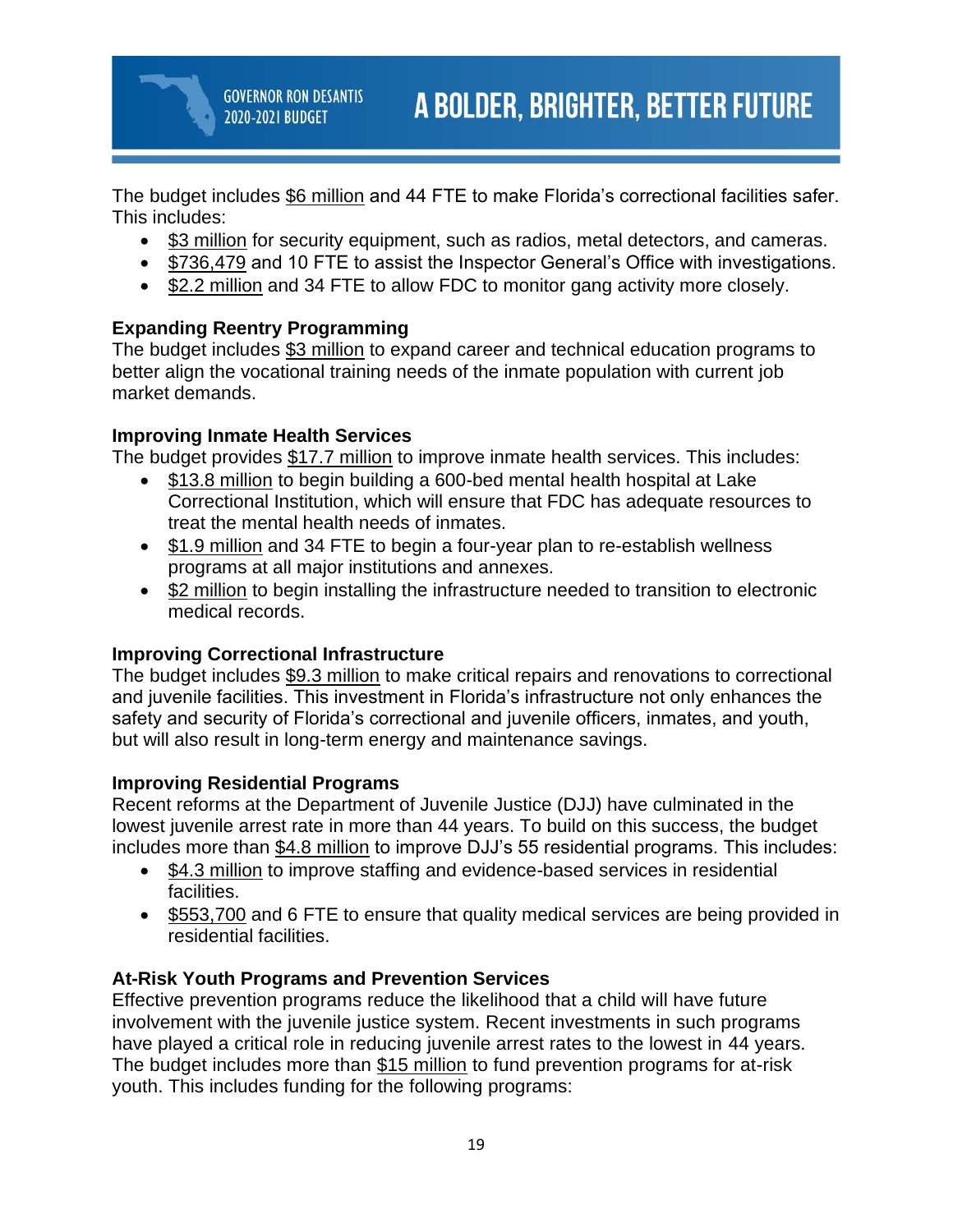The budget includes $6 million and 44 FTE to make Florida's correctional facilities safer. This includes:

- $3 million for security equipment, such as radios, metal detectors, and cameras.
- $736,479 and 10 FTE to assist the Inspector General's Office with investigations.
- $2.2 million and 34 FTE to allow FDC to monitor gang activity more closely.

**Expanding Reentry Programming**
The budget includes $3 million to expand career and technical education programs to better align the vocational training needs of the inmate population with current job market demands.

**Improving Inmate Health Services**
The budget provides $17.7 million to improve inmate health services. This includes:

- $13.8 million to begin building a 600-bed mental health hospital at Lake Correctional Institution, which will ensure that FDC has adequate resources to treat the mental health needs of inmates.
- $1.9 million and 34 FTE to begin a four-year plan to re-establish wellness programs at all major institutions and annexes.
- $2 million to begin installing the infrastructure needed to transition to electronic medical records.

**Improving Correctional Infrastructure**
The budget includes $9.3 million to make critical repairs and renovations to correctional and juvenile facilities. This investment in Florida's infrastructure not only enhances the safety and security of Florida's correctional and juvenile officers, inmates, and youth, but will also result in long-term energy and maintenance savings.

**Improving Residential Programs**
Recent reforms at the Department of Juvenile Justice (DJJ) have culminated in the lowest juvenile arrest rate in more than 44 years. To build on this success, the budget includes more than $4.8 million to improve DJJ's 55 residential programs. This includes:

- $4.3 million to improve staffing and evidence-based services in residential facilities.
- $553,700 and 6 FTE to ensure that quality medical services are being provided in residential facilities.

**At-Risk Youth Programs and Prevention Services**
Effective prevention programs reduce the likelihood that a child will have future involvement with the juvenile justice system. Recent investments in such programs have played a critical role in reducing juvenile arrest rates to the lowest in 44 years. The budget includes more than $15 million to fund prevention programs for at-risk youth. This includes funding for the following programs: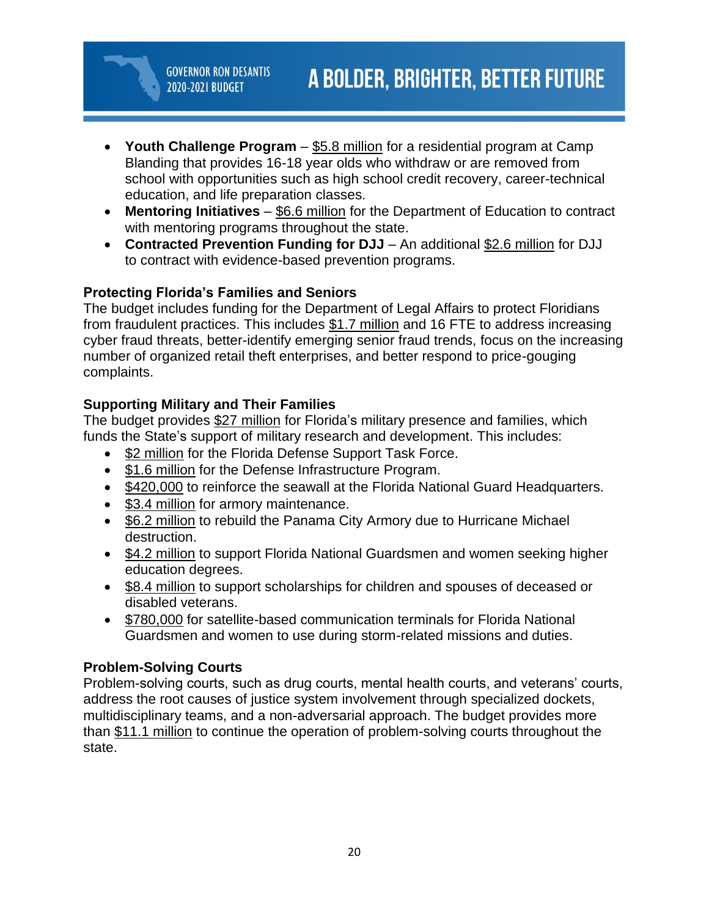- **Youth Challenge Program** – $5.8 million for a residential program at Camp Blanding that provides 16-18 year olds who withdraw or are removed from school with opportunities such as high school credit recovery, career-technical education, and life preparation classes.
- **Mentoring Initiatives** – $6.6 million for the Department of Education to contract with mentoring programs throughout the state.
- **Contracted Prevention Funding for DJJ** – An additional $2.6 million for DJJ to contract with evidence-based prevention programs.

### Protecting Florida's Families and Seniors

The budget includes funding for the Department of Legal Affairs to protect Floridians from fraudulent practices. This includes $1.7 million and 16 FTE to address increasing cyber fraud threats, better-identify emerging senior fraud trends, focus on the increasing number of organized retail theft enterprises, and better respond to price-gouging complaints.

### Supporting Military and Their Families

The budget provides $27 million for Florida's military presence and families, which funds the State's support of military research and development. This includes:

- $2 million for the Florida Defense Support Task Force.
- $1.6 million for the Defense Infrastructure Program.
- $420,000 to reinforce the seawall at the Florida National Guard Headquarters.
- $3.4 million for armory maintenance.
- $6.2 million to rebuild the Panama City Armory due to Hurricane Michael destruction.
- $4.2 million to support Florida National Guardsmen and women seeking higher education degrees.
- $8.4 million to support scholarships for children and spouses of deceased or disabled veterans.
- $780,000 for satellite-based communication terminals for Florida National Guardsmen and women to use during storm-related missions and duties.

### Problem-Solving Courts

Problem-solving courts, such as drug courts, mental health courts, and veterans' courts, address the root causes of justice system involvement through specialized dockets, multidisciplinary teams, and a non-adversarial approach. The budget provides more than $11.1 million to continue the operation of problem-solving courts throughout the state.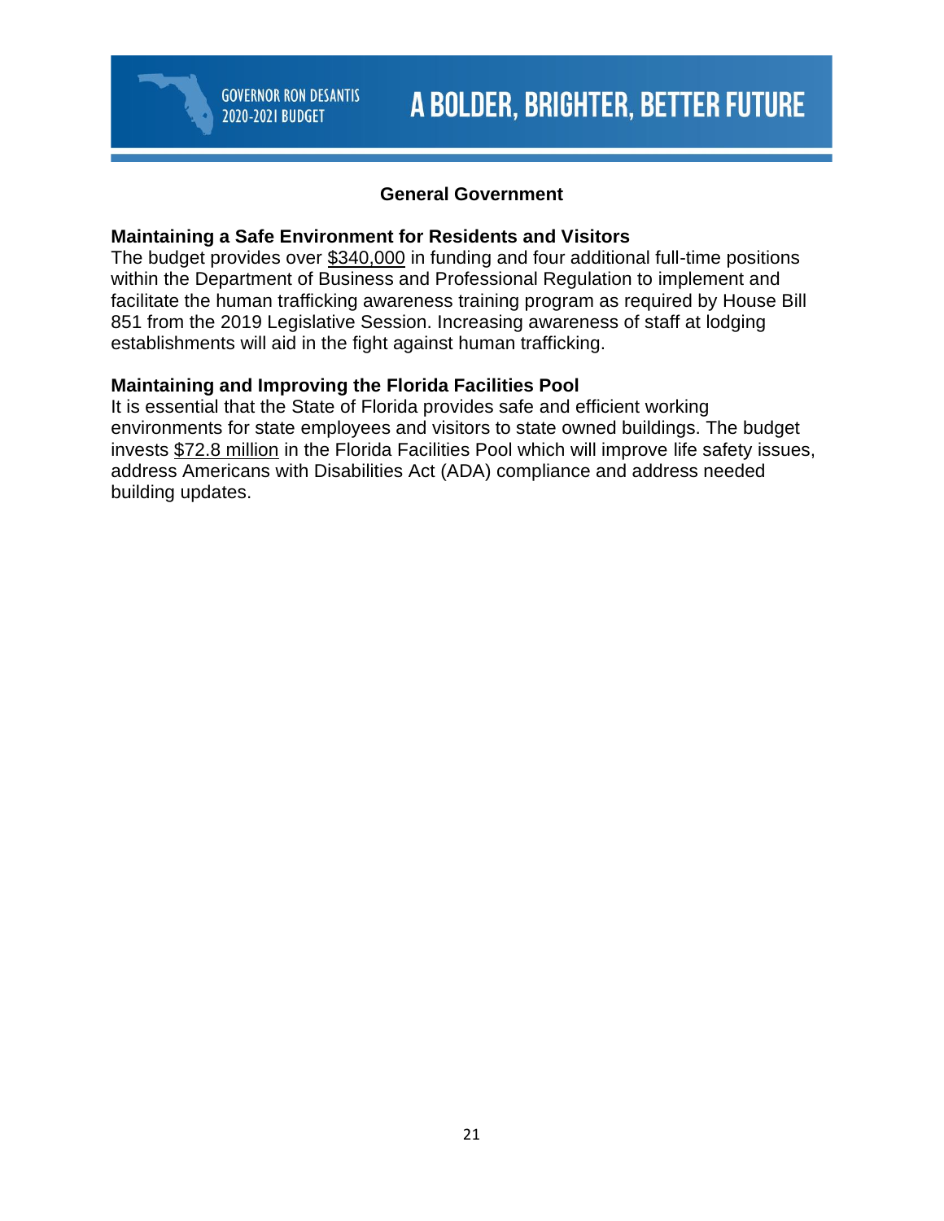## General Government

### Maintaining a Safe Environment for Residents and Visitors

The budget provides over $340,000 in funding and four additional full-time positions within the Department of Business and Professional Regulation to implement and facilitate the human trafficking awareness training program as required by House Bill 851 from the 2019 Legislative Session. Increasing awareness of staff at lodging establishments will aid in the fight against human trafficking.

### Maintaining and Improving the Florida Facilities Pool

It is essential that the State of Florida provides safe and efficient working environments for state employees and visitors to state owned buildings. The budget invests $72.8 million in the Florida Facilities Pool which will improve life safety issues, address Americans with Disabilities Act (ADA) compliance and address needed building updates.